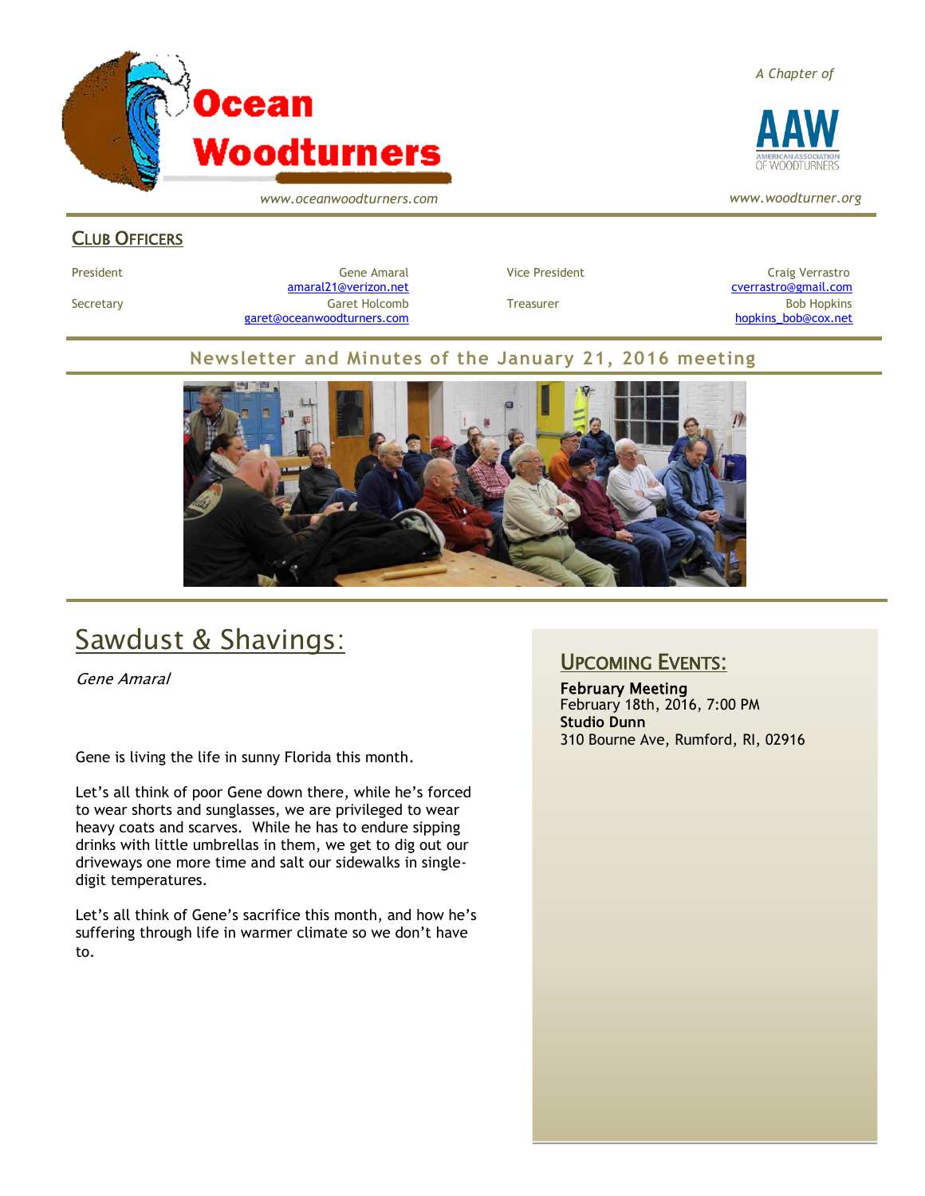# Ocean Woodturners

www.oceanwoodturners.com

*A Chapter of*

AAW — American Association of Woodturners

www.woodturner.org

## Club Officers

| | | | |
|---|---|---|---|
| President | Gene Amaral amaral21@verizon.net | Vice President | Craig Verrastro cverrastro@gmail.com |
| Secretary | Garet Holcomb garet@oceanwoodturners.com | Treasurer | Bob Hopkins hopkins_bob@cox.net |

## Newsletter and Minutes of the January 21, 2016 meeting

# Sawdust & Shavings:

*Gene Amaral*

Gene is living the life in sunny Florida this month.

Let's all think of poor Gene down there, while he's forced to wear shorts and sunglasses, we are privileged to wear heavy coats and scarves. While he has to endure sipping drinks with little umbrellas in them, we get to dig out our driveways one more time and salt our sidewalks in single-digit temperatures.

Let's all think of Gene's sacrifice this month, and how he's suffering through life in warmer climate so we don't have to.

## Upcoming Events:

**February Meeting**
February 18th, 2016, 7:00 PM
**Studio Dunn**
310 Bourne Ave, Rumford, RI, 02916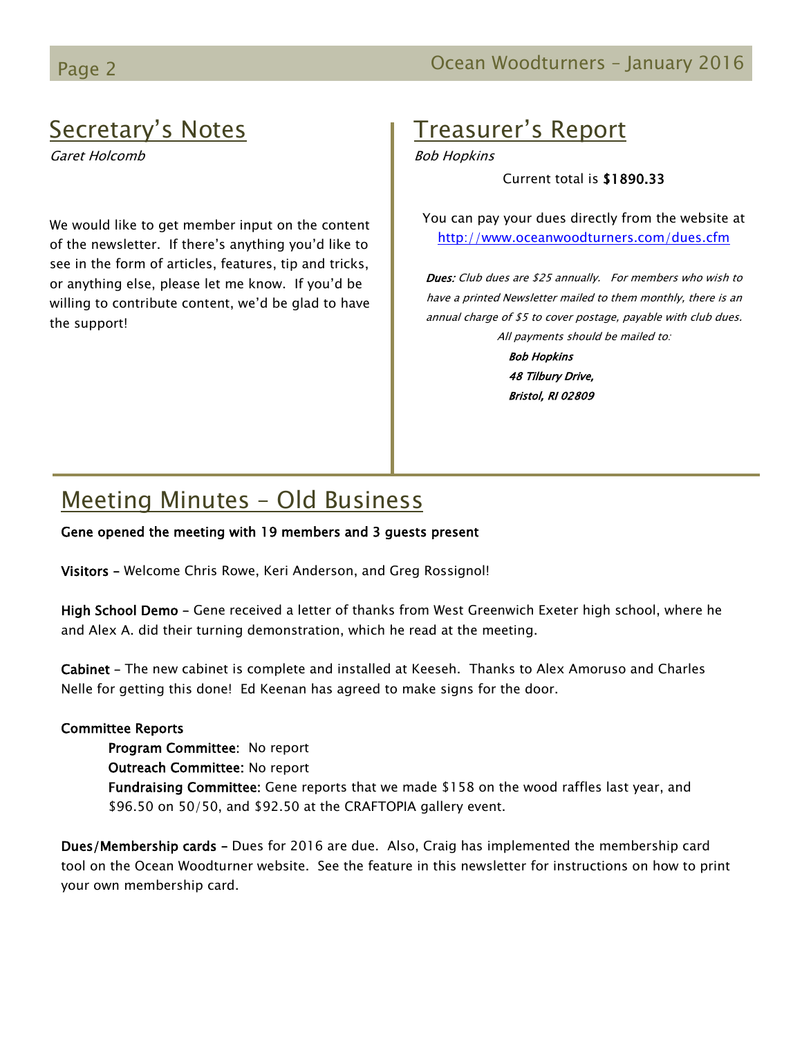## Secretary's Notes

*Garet Holcomb*

We would like to get member input on the content of the newsletter. If there's anything you'd like to see in the form of articles, features, tip and tricks, or anything else, please let me know. If you'd be willing to contribute content, we'd be glad to have the support!

## Treasurer's Report

*Bob Hopkins*

Current total is **$1890.33**

You can pay your dues directly from the website at http://www.oceanwoodturners.com/dues.cfm

***Dues:*** *Club dues are $25 annually. For members who wish to have a printed Newsletter mailed to them monthly, there is an annual charge of $5 to cover postage, payable with club dues. All payments should be mailed to:*

***Bob Hopkins***
***48 Tilbury Drive,***
***Bristol, RI 02809***

## Meeting Minutes – Old Business

**Gene opened the meeting with 19 members and 3 guests present**

**Visitors** – Welcome Chris Rowe, Keri Anderson, and Greg Rossignol!

**High School Demo** – Gene received a letter of thanks from West Greenwich Exeter high school, where he and Alex A. did their turning demonstration, which he read at the meeting.

**Cabinet** – The new cabinet is complete and installed at Keeseh. Thanks to Alex Amoruso and Charles Nelle for getting this done! Ed Keenan has agreed to make signs for the door.

**Committee Reports**

**Program Committee**: No report

**Outreach Committee:** No report

**Fundraising Committee:** Gene reports that we made $158 on the wood raffles last year, and $96.50 on 50/50, and $92.50 at the CRAFTOPIA gallery event.

**Dues/Membership cards** – Dues for 2016 are due. Also, Craig has implemented the membership card tool on the Ocean Woodturner website. See the feature in this newsletter for instructions on how to print your own membership card.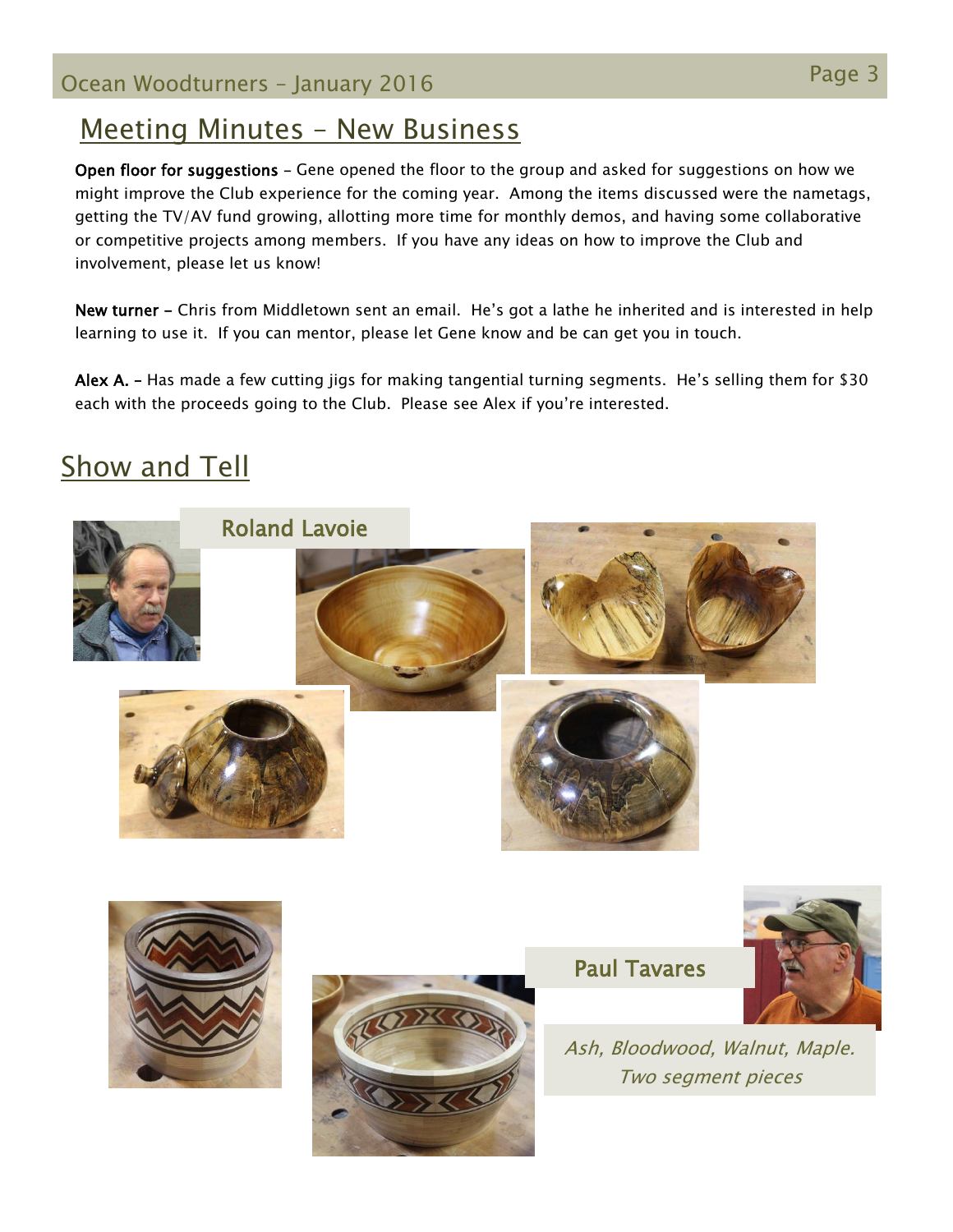## Meeting Minutes – New Business

**Open floor for suggestions** – Gene opened the floor to the group and asked for suggestions on how we might improve the Club experience for the coming year. Among the items discussed were the nametags, getting the TV/AV fund growing, allotting more time for monthly demos, and having some collaborative or competitive projects among members. If you have any ideas on how to improve the Club and involvement, please let us know!

**New turner –** Chris from Middletown sent an email. He's got a lathe he inherited and is interested in help learning to use it. If you can mentor, please let Gene know and be can get you in touch.

**Alex A. –** Has made a few cutting jigs for making tangential turning segments. He's selling them for $30 each with the proceeds going to the Club. Please see Alex if you're interested.

## Show and Tell

### Roland Lavoie

### Paul Tavares

*Ash, Bloodwood, Walnut, Maple. Two segment pieces*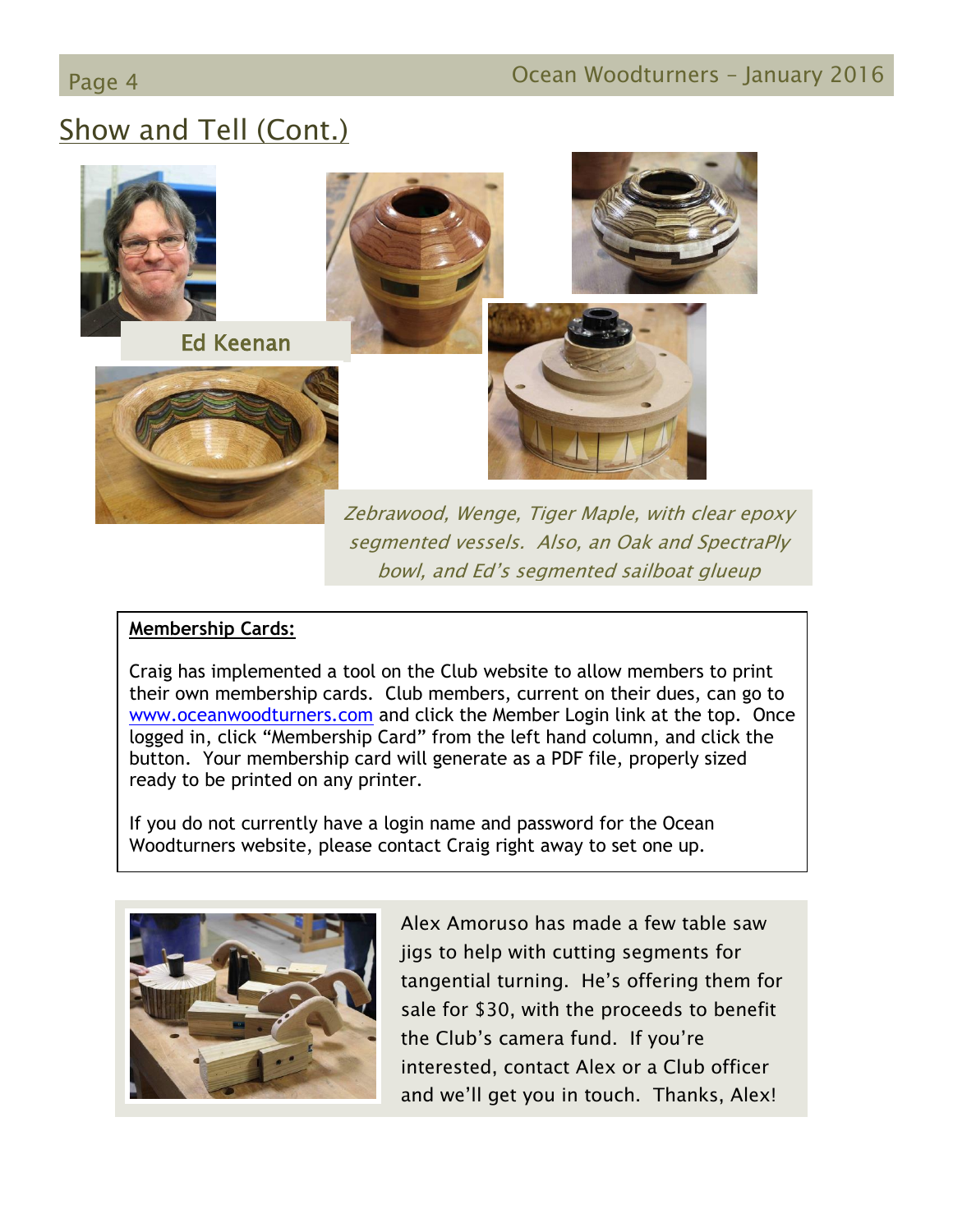## Show and Tell (Cont.)

Ed Keenan

*Zebrawood, Wenge, Tiger Maple, with clear epoxy segmented vessels. Also, an Oak and SpectraPly bowl, and Ed's segmented sailboat glueup*

**Membership Cards:**

Craig has implemented a tool on the Club website to allow members to print their own membership cards. Club members, current on their dues, can go to www.oceanwoodturners.com and click the Member Login link at the top. Once logged in, click "Membership Card" from the left hand column, and click the button. Your membership card will generate as a PDF file, properly sized ready to be printed on any printer.

If you do not currently have a login name and password for the Ocean Woodturners website, please contact Craig right away to set one up.

Alex Amoruso has made a few table saw jigs to help with cutting segments for tangential turning. He's offering them for sale for $30, with the proceeds to benefit the Club's camera fund. If you're interested, contact Alex or a Club officer and we'll get you in touch. Thanks, Alex!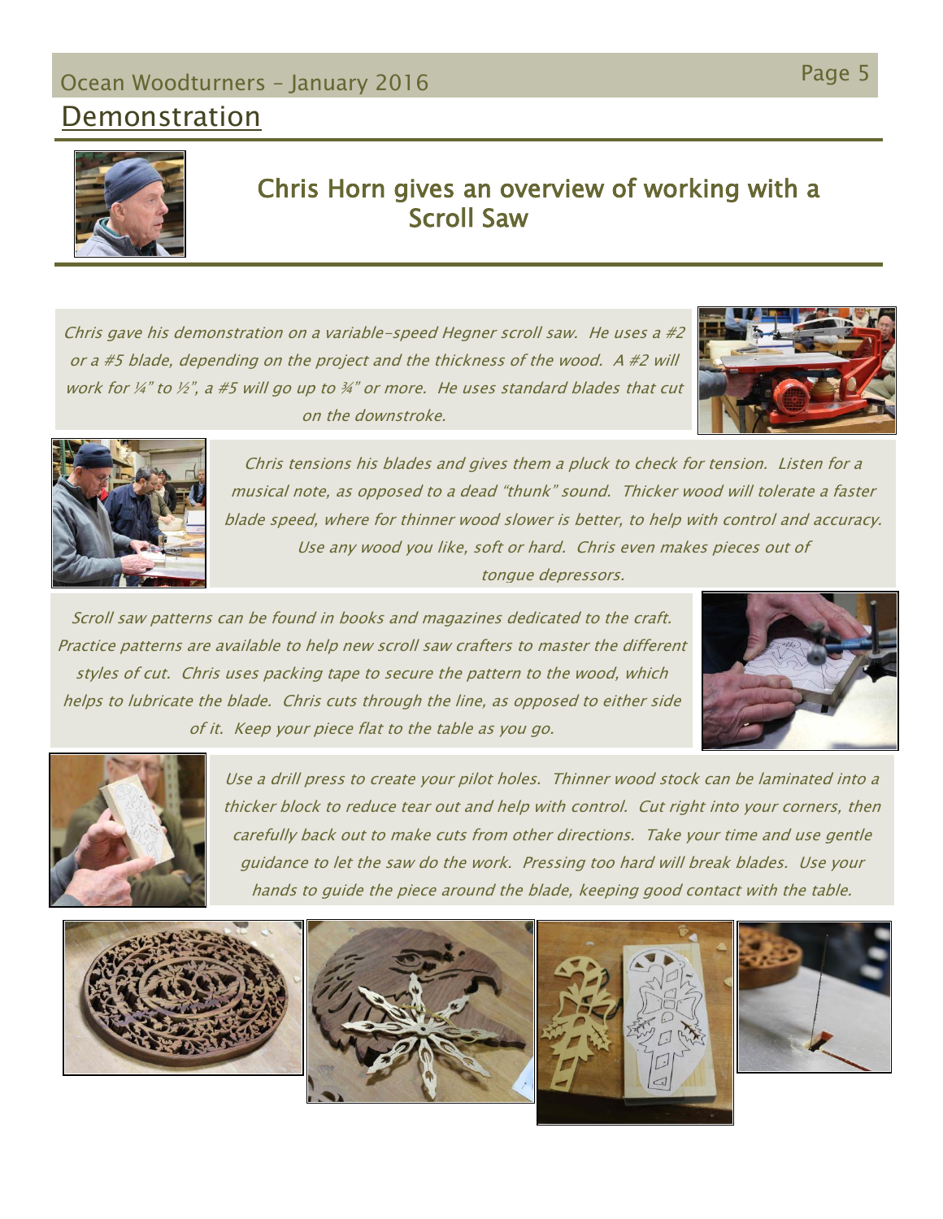## Demonstration

### Chris Horn gives an overview of working with a Scroll Saw

*Chris gave his demonstration on a variable-speed Hegner scroll saw. He uses a #2 or a #5 blade, depending on the project and the thickness of the wood. A #2 will work for ¼" to ½", a #5 will go up to ¾" or more. He uses standard blades that cut on the downstroke.*

*Chris tensions his blades and gives them a pluck to check for tension. Listen for a musical note, as opposed to a dead "thunk" sound. Thicker wood will tolerate a faster blade speed, where for thinner wood slower is better, to help with control and accuracy. Use any wood you like, soft or hard. Chris even makes pieces out of tongue depressors.*

*Scroll saw patterns can be found in books and magazines dedicated to the craft. Practice patterns are available to help new scroll saw crafters to master the different styles of cut. Chris uses packing tape to secure the pattern to the wood, which helps to lubricate the blade. Chris cuts through the line, as opposed to either side of it. Keep your piece flat to the table as you go.*

*Use a drill press to create your pilot holes. Thinner wood stock can be laminated into a thicker block to reduce tear out and help with control. Cut right into your corners, then carefully back out to make cuts from other directions. Take your time and use gentle guidance to let the saw do the work. Pressing too hard will break blades. Use your hands to guide the piece around the blade, keeping good contact with the table.*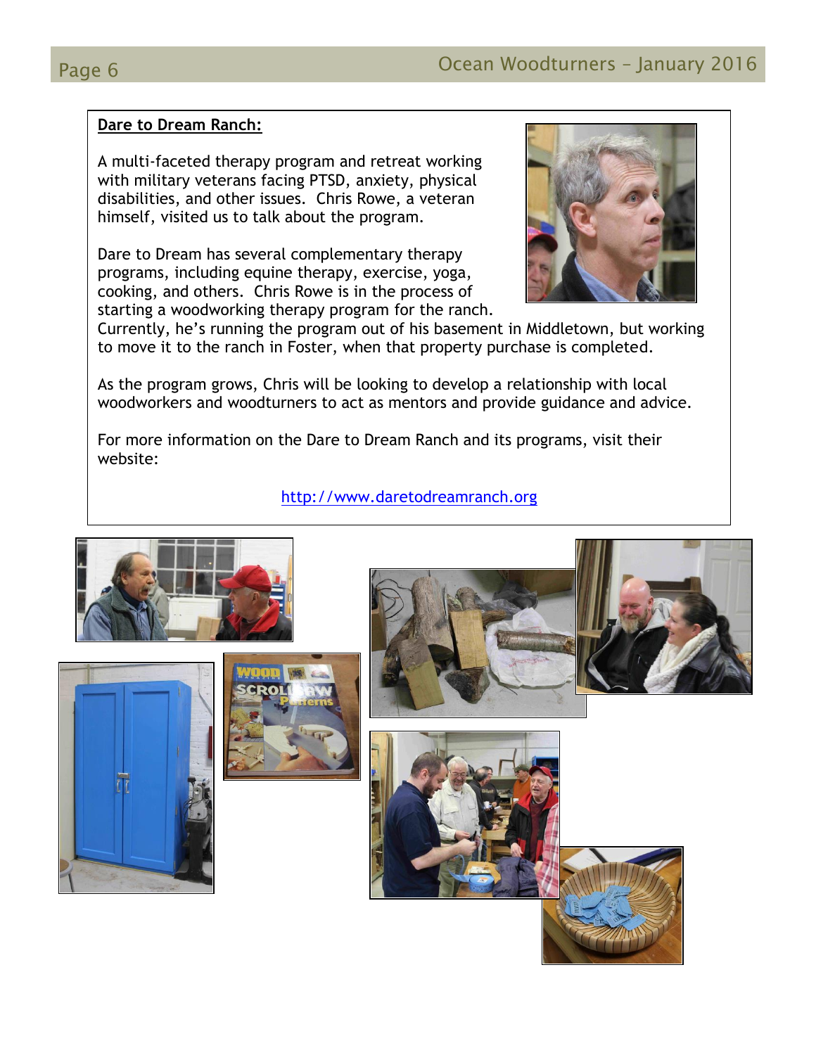## Dare to Dream Ranch:

A multi-faceted therapy program and retreat working with military veterans facing PTSD, anxiety, physical disabilities, and other issues. Chris Rowe, a veteran himself, visited us to talk about the program.

Dare to Dream has several complementary therapy programs, including equine therapy, exercise, yoga, cooking, and others. Chris Rowe is in the process of starting a woodworking therapy program for the ranch. Currently, he's running the program out of his basement in Middletown, but working to move it to the ranch in Foster, when that property purchase is completed.

As the program grows, Chris will be looking to develop a relationship with local woodworkers and woodturners to act as mentors and provide guidance and advice.

For more information on the Dare to Dream Ranch and its programs, visit their website:

http://www.daretodreamranch.org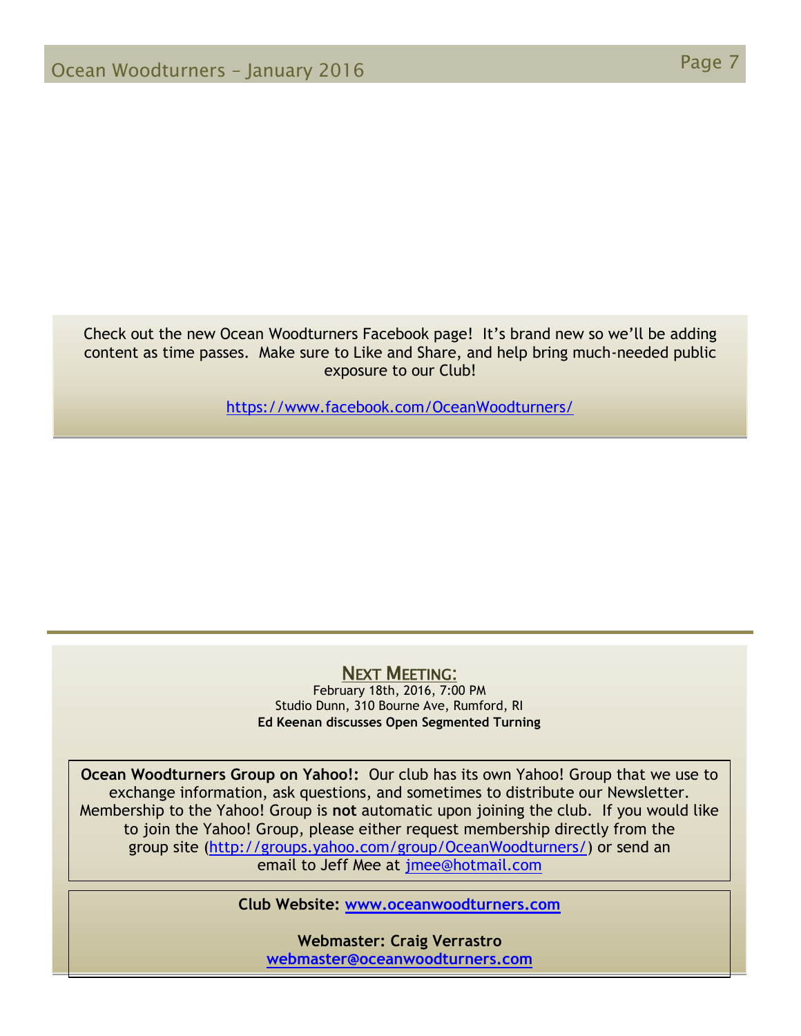Check out the new Ocean Woodturners Facebook page! It's brand new so we'll be adding content as time passes. Make sure to Like and Share, and help bring much-needed public exposure to our Club!

https://www.facebook.com/OceanWoodturners/

## NEXT MEETING:

February 18th, 2016, 7:00 PM
Studio Dunn, 310 Bourne Ave, Rumford, RI
**Ed Keenan discusses Open Segmented Turning**

**Ocean Woodturners Group on Yahoo!:** Our club has its own Yahoo! Group that we use to exchange information, ask questions, and sometimes to distribute our Newsletter. Membership to the Yahoo! Group is **not** automatic upon joining the club. If you would like to join the Yahoo! Group, please either request membership directly from the group site (http://groups.yahoo.com/group/OceanWoodturners/) or send an email to Jeff Mee at jmee@hotmail.com

**Club Website: www.oceanwoodturners.com**

**Webmaster: Craig Verrastro**
**webmaster@oceanwoodturners.com**